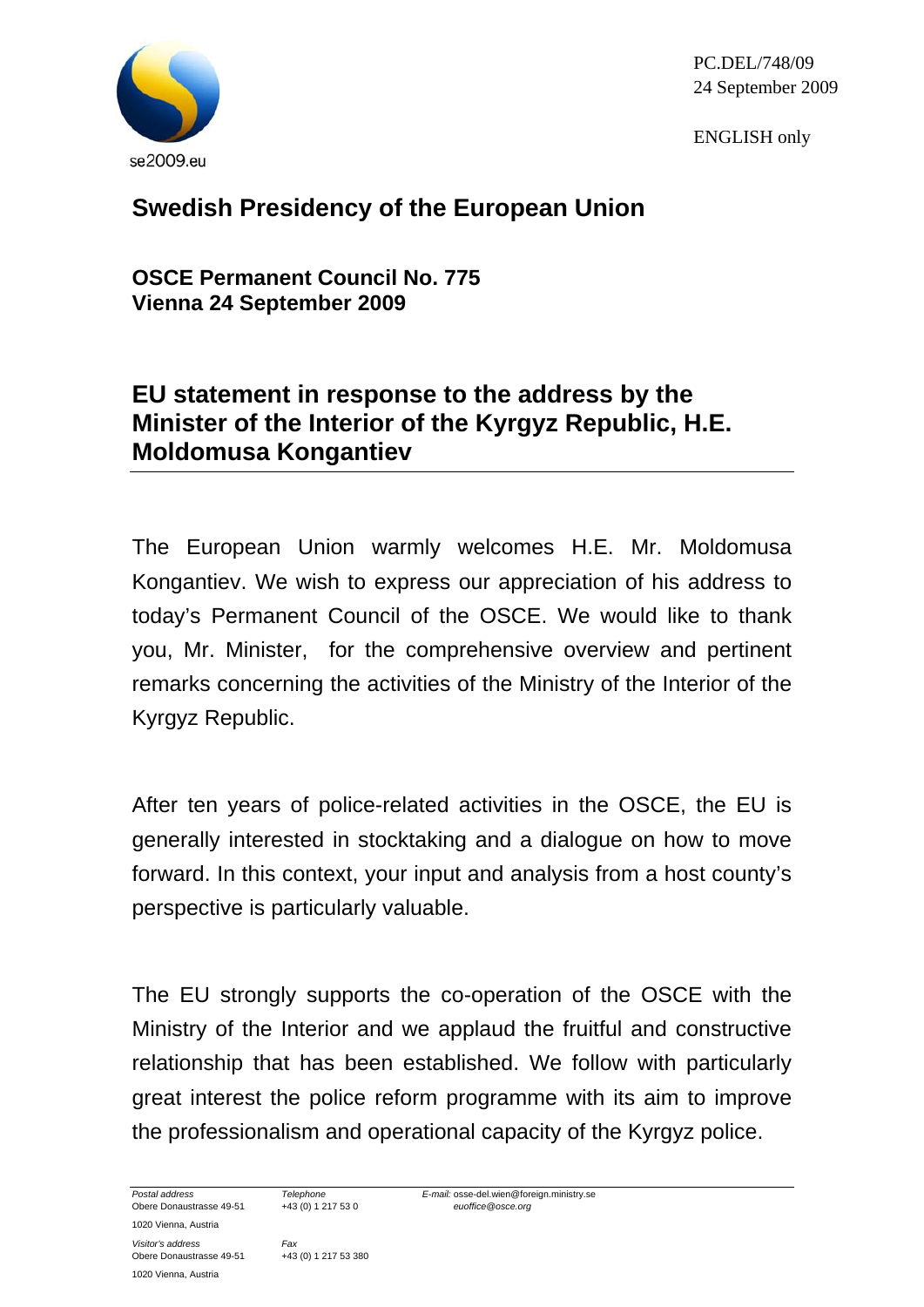PC.DEL/748/09
24 September 2009

ENGLISH only

se2009.eu

# Swedish Presidency of the European Union

**OSCE Permanent Council No. 775**
**Vienna 24 September 2009**

## EU statement in response to the address by the Minister of the Interior of the Kyrgyz Republic, H.E. Moldomusa Kongantiev

The European Union warmly welcomes H.E. Mr. Moldomusa Kongantiev. We wish to express our appreciation of his address to today's Permanent Council of the OSCE. We would like to thank you, Mr. Minister, for the comprehensive overview and pertinent remarks concerning the activities of the Ministry of the Interior of the Kyrgyz Republic.

After ten years of police-related activities in the OSCE, the EU is generally interested in stocktaking and a dialogue on how to move forward. In this context, your input and analysis from a host county's perspective is particularly valuable.

The EU strongly supports the co-operation of the OSCE with the Ministry of the Interior and we applaud the fruitful and constructive relationship that has been established. We follow with particularly great interest the police reform programme with its aim to improve the professionalism and operational capacity of the Kyrgyz police.

*Postal address*
Obere Donaustrasse 49-51
1020 Vienna, Austria

*Visitor's address*
Obere Donaustrasse 49-51
1020 Vienna, Austria

*Telephone*
+43 (0) 1 217 53 0

*Fax*
+43 (0) 1 217 53 380

*E-mail:* osse-del.wien@foreign.ministry.se
*euoffice@osce.org*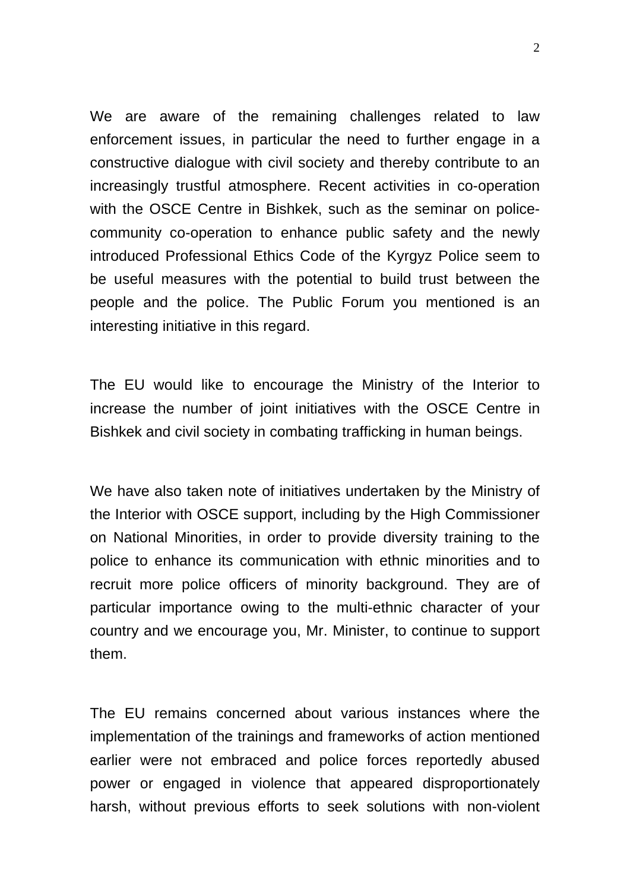We are aware of the remaining challenges related to law enforcement issues, in particular the need to further engage in a constructive dialogue with civil society and thereby contribute to an increasingly trustful atmosphere. Recent activities in co-operation with the OSCE Centre in Bishkek, such as the seminar on police-community co-operation to enhance public safety and the newly introduced Professional Ethics Code of the Kyrgyz Police seem to be useful measures with the potential to build trust between the people and the police. The Public Forum you mentioned is an interesting initiative in this regard.

The EU would like to encourage the Ministry of the Interior to increase the number of joint initiatives with the OSCE Centre in Bishkek and civil society in combating trafficking in human beings.

We have also taken note of initiatives undertaken by the Ministry of the Interior with OSCE support, including by the High Commissioner on National Minorities, in order to provide diversity training to the police to enhance its communication with ethnic minorities and to recruit more police officers of minority background. They are of particular importance owing to the multi-ethnic character of your country and we encourage you, Mr. Minister, to continue to support them.

The EU remains concerned about various instances where the implementation of the trainings and frameworks of action mentioned earlier were not embraced and police forces reportedly abused power or engaged in violence that appeared disproportionately harsh, without previous efforts to seek solutions with non-violent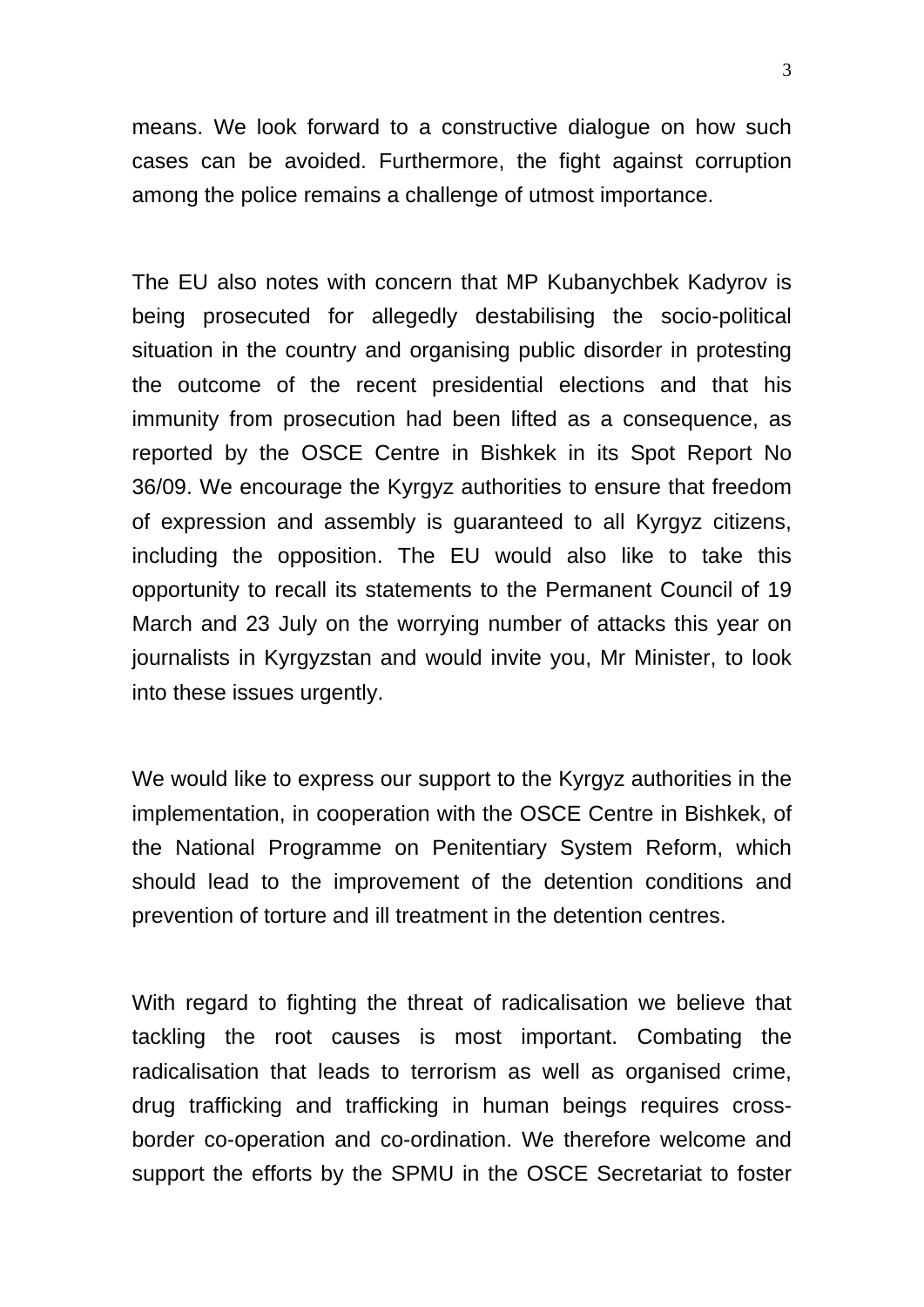means. We look forward to a constructive dialogue on how such cases can be avoided. Furthermore, the fight against corruption among the police remains a challenge of utmost importance.

The EU also notes with concern that MP Kubanychbek Kadyrov is being prosecuted for allegedly destabilising the socio-political situation in the country and organising public disorder in protesting the outcome of the recent presidential elections and that his immunity from prosecution had been lifted as a consequence, as reported by the OSCE Centre in Bishkek in its Spot Report No 36/09. We encourage the Kyrgyz authorities to ensure that freedom of expression and assembly is guaranteed to all Kyrgyz citizens, including the opposition. The EU would also like to take this opportunity to recall its statements to the Permanent Council of 19 March and 23 July on the worrying number of attacks this year on journalists in Kyrgyzstan and would invite you, Mr Minister, to look into these issues urgently.

We would like to express our support to the Kyrgyz authorities in the implementation, in cooperation with the OSCE Centre in Bishkek, of the National Programme on Penitentiary System Reform, which should lead to the improvement of the detention conditions and prevention of torture and ill treatment in the detention centres.

With regard to fighting the threat of radicalisation we believe that tackling the root causes is most important. Combating the radicalisation that leads to terrorism as well as organised crime, drug trafficking and trafficking in human beings requires cross-border co-operation and co-ordination. We therefore welcome and support the efforts by the SPMU in the OSCE Secretariat to foster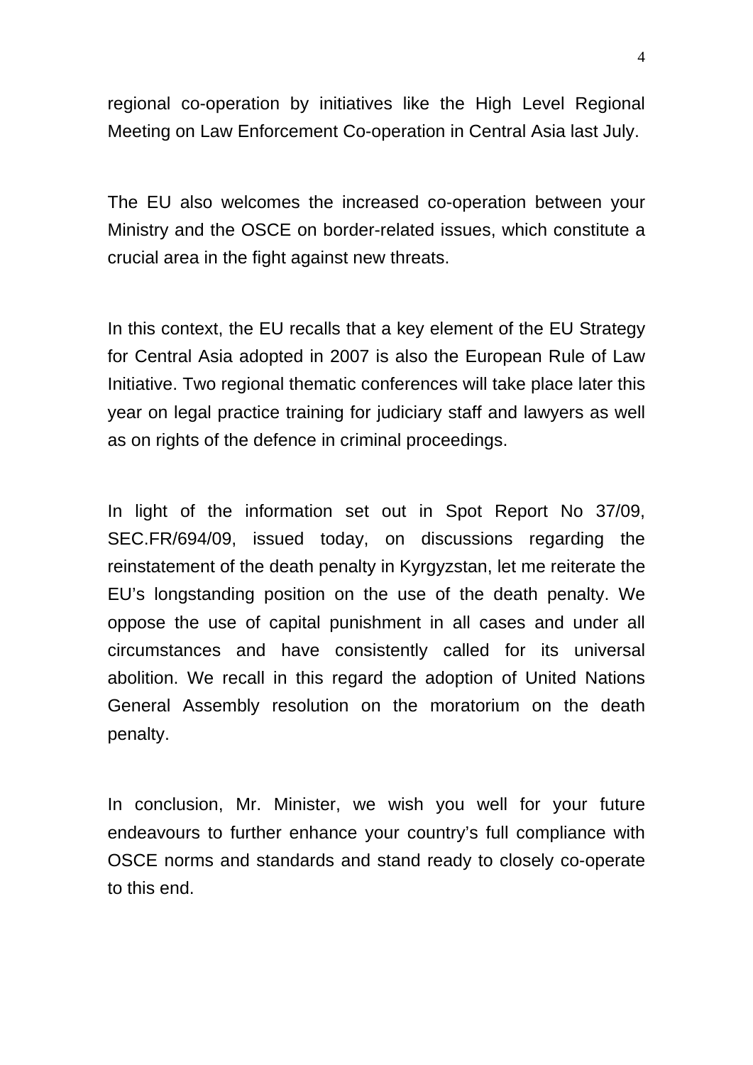regional co-operation by initiatives like the High Level Regional Meeting on Law Enforcement Co-operation in Central Asia last July.

The EU also welcomes the increased co-operation between your Ministry and the OSCE on border-related issues, which constitute a crucial area in the fight against new threats.

In this context, the EU recalls that a key element of the EU Strategy for Central Asia adopted in 2007 is also the European Rule of Law Initiative. Two regional thematic conferences will take place later this year on legal practice training for judiciary staff and lawyers as well as on rights of the defence in criminal proceedings.

In light of the information set out in Spot Report No 37/09, SEC.FR/694/09, issued today, on discussions regarding the reinstatement of the death penalty in Kyrgyzstan, let me reiterate the EU's longstanding position on the use of the death penalty. We oppose the use of capital punishment in all cases and under all circumstances and have consistently called for its universal abolition. We recall in this regard the adoption of United Nations General Assembly resolution on the moratorium on the death penalty.

In conclusion, Mr. Minister, we wish you well for your future endeavours to further enhance your country's full compliance with OSCE norms and standards and stand ready to closely co-operate to this end.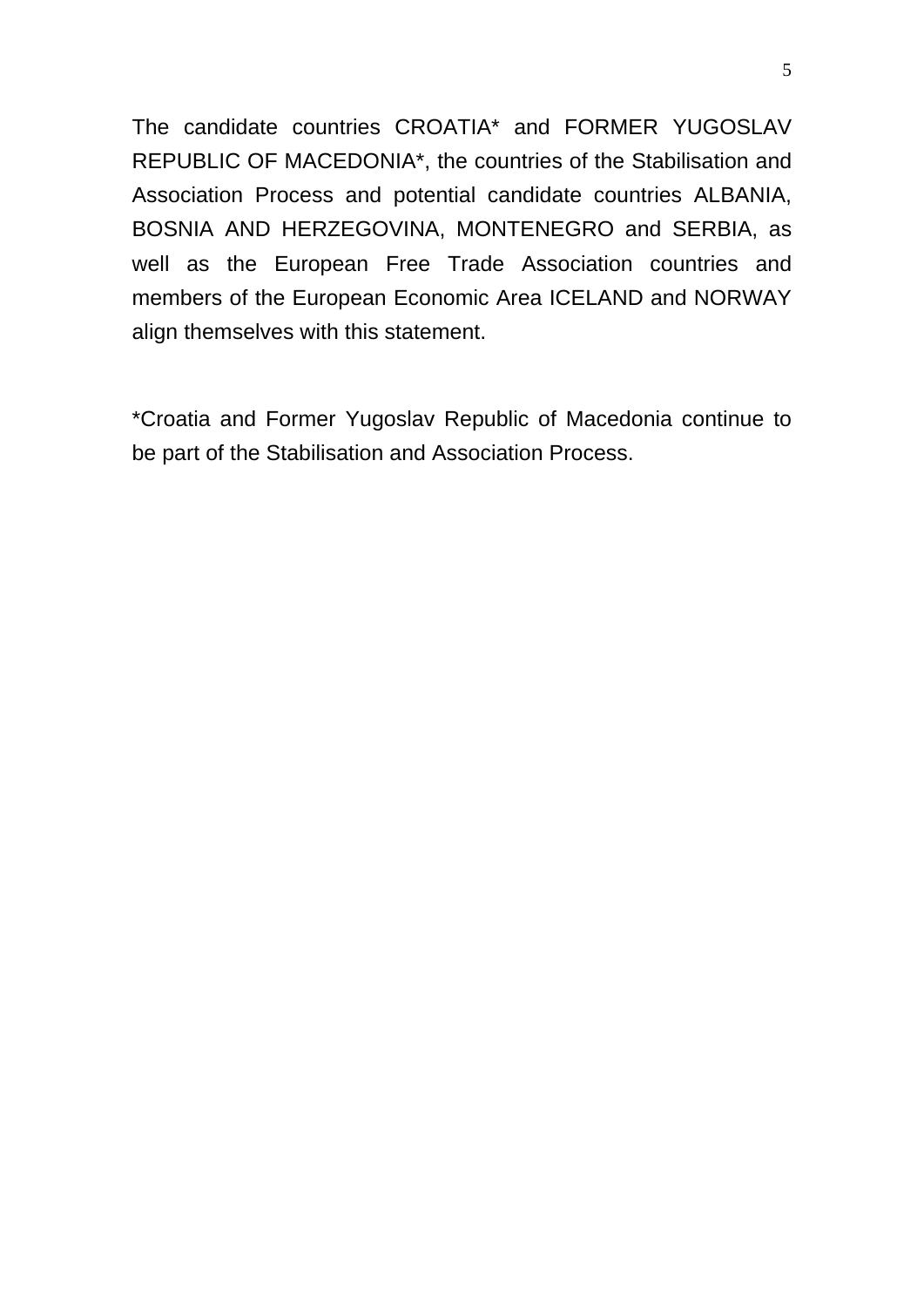The candidate countries CROATIA* and FORMER YUGOSLAV REPUBLIC OF MACEDONIA*, the countries of the Stabilisation and Association Process and potential candidate countries ALBANIA, BOSNIA AND HERZEGOVINA, MONTENEGRO and SERBIA, as well as the European Free Trade Association countries and members of the European Economic Area ICELAND and NORWAY align themselves with this statement.

*Croatia and Former Yugoslav Republic of Macedonia continue to be part of the Stabilisation and Association Process.